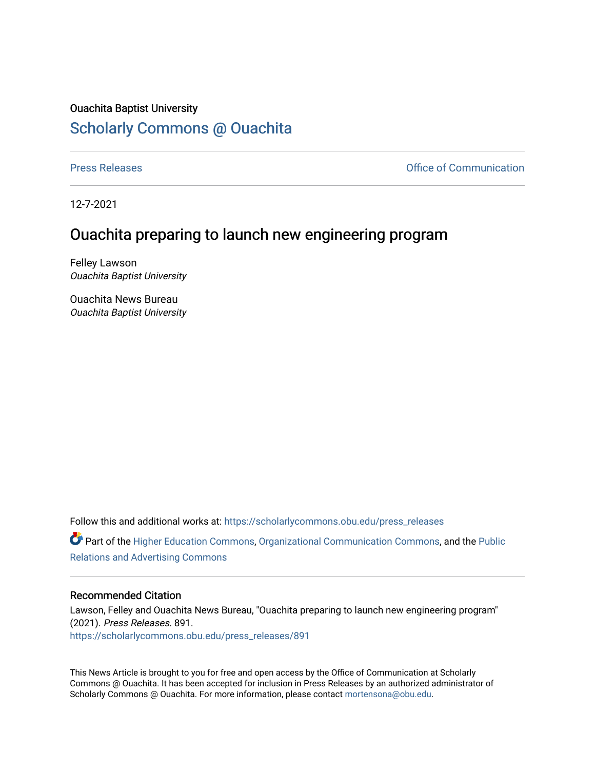Ouachita Baptist University

# Scholarly Commons @ Ouachita

Press Releases | Office of Communication

12-7-2021

## Ouachita preparing to launch new engineering program

Felley Lawson
*Ouachita Baptist University*

Ouachita News Bureau
*Ouachita Baptist University*

Follow this and additional works at: https://scholarlycommons.obu.edu/press_releases

Part of the Higher Education Commons, Organizational Communication Commons, and the Public Relations and Advertising Commons

### Recommended Citation

Lawson, Felley and Ouachita News Bureau, "Ouachita preparing to launch new engineering program" (2021). *Press Releases*. 891.
https://scholarlycommons.obu.edu/press_releases/891

This News Article is brought to you for free and open access by the Office of Communication at Scholarly Commons @ Ouachita. It has been accepted for inclusion in Press Releases by an authorized administrator of Scholarly Commons @ Ouachita. For more information, please contact mortensona@obu.edu.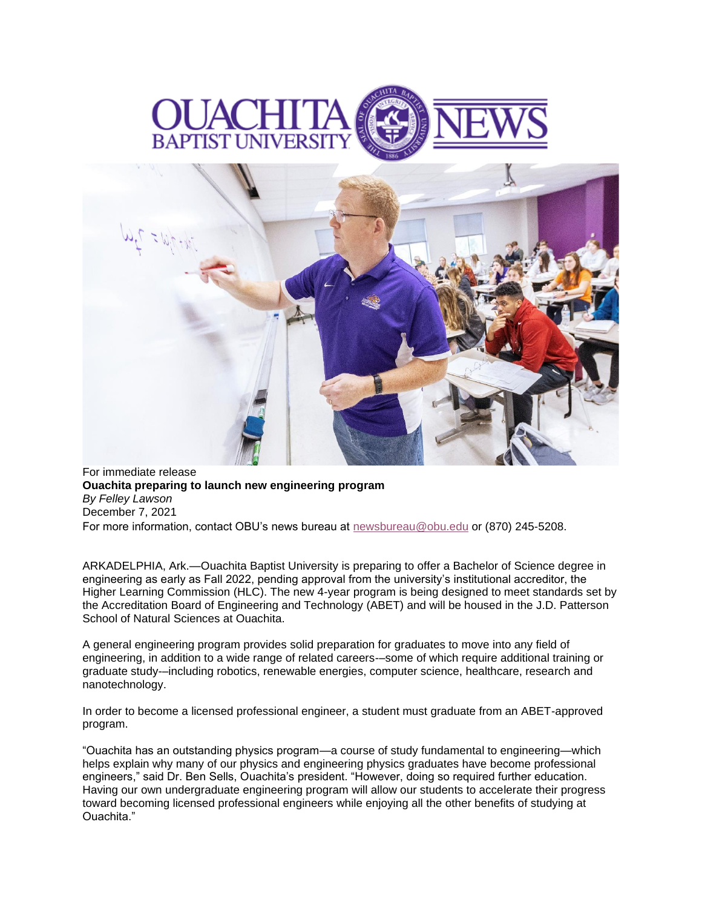For immediate release

**Ouachita preparing to launch new engineering program**

*By Felley Lawson*

December 7, 2021

For more information, contact OBU's news bureau at newsbureau@obu.edu or (870) 245-5208.

ARKADELPHIA, Ark.—Ouachita Baptist University is preparing to offer a Bachelor of Science degree in engineering as early as Fall 2022, pending approval from the university's institutional accreditor, the Higher Learning Commission (HLC). The new 4-year program is being designed to meet standards set by the Accreditation Board of Engineering and Technology (ABET) and will be housed in the J.D. Patterson School of Natural Sciences at Ouachita.

A general engineering program provides solid preparation for graduates to move into any field of engineering, in addition to a wide range of related careers-–some of which require additional training or graduate study-–including robotics, renewable energies, computer science, healthcare, research and nanotechnology.

In order to become a licensed professional engineer, a student must graduate from an ABET-approved program.

"Ouachita has an outstanding physics program—a course of study fundamental to engineering—which helps explain why many of our physics and engineering physics graduates have become professional engineers," said Dr. Ben Sells, Ouachita's president. "However, doing so required further education. Having our own undergraduate engineering program will allow our students to accelerate their progress toward becoming licensed professional engineers while enjoying all the other benefits of studying at Ouachita."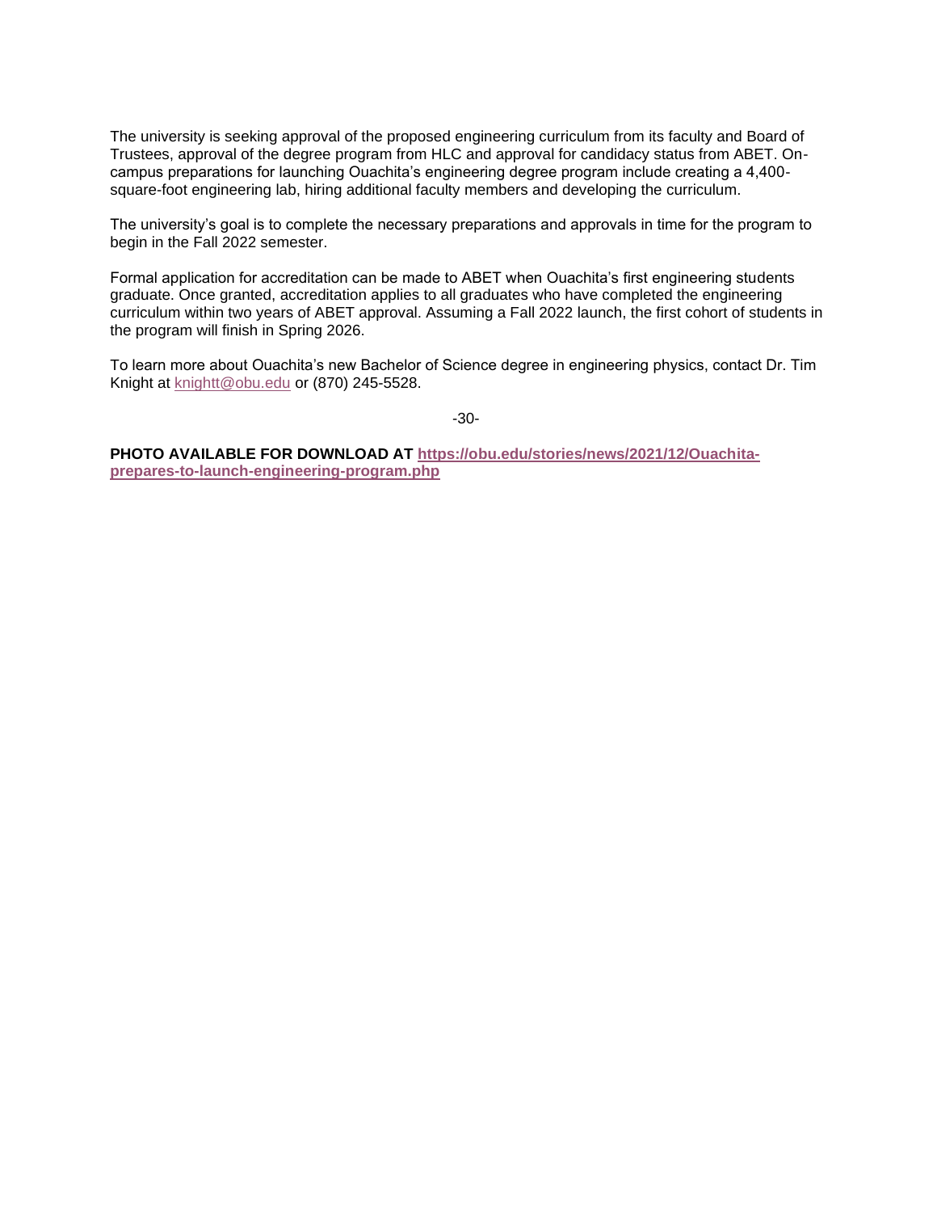The university is seeking approval of the proposed engineering curriculum from its faculty and Board of Trustees, approval of the degree program from HLC and approval for candidacy status from ABET. On-campus preparations for launching Ouachita's engineering degree program include creating a 4,400-square-foot engineering lab, hiring additional faculty members and developing the curriculum.

The university's goal is to complete the necessary preparations and approvals in time for the program to begin in the Fall 2022 semester.

Formal application for accreditation can be made to ABET when Ouachita's first engineering students graduate. Once granted, accreditation applies to all graduates who have completed the engineering curriculum within two years of ABET approval. Assuming a Fall 2022 launch, the first cohort of students in the program will finish in Spring 2026.

To learn more about Ouachita's new Bachelor of Science degree in engineering physics, contact Dr. Tim Knight at knightt@obu.edu or (870) 245-5528.

-30-

**PHOTO AVAILABLE FOR DOWNLOAD AT https://obu.edu/stories/news/2021/12/Ouachita-prepares-to-launch-engineering-program.php**